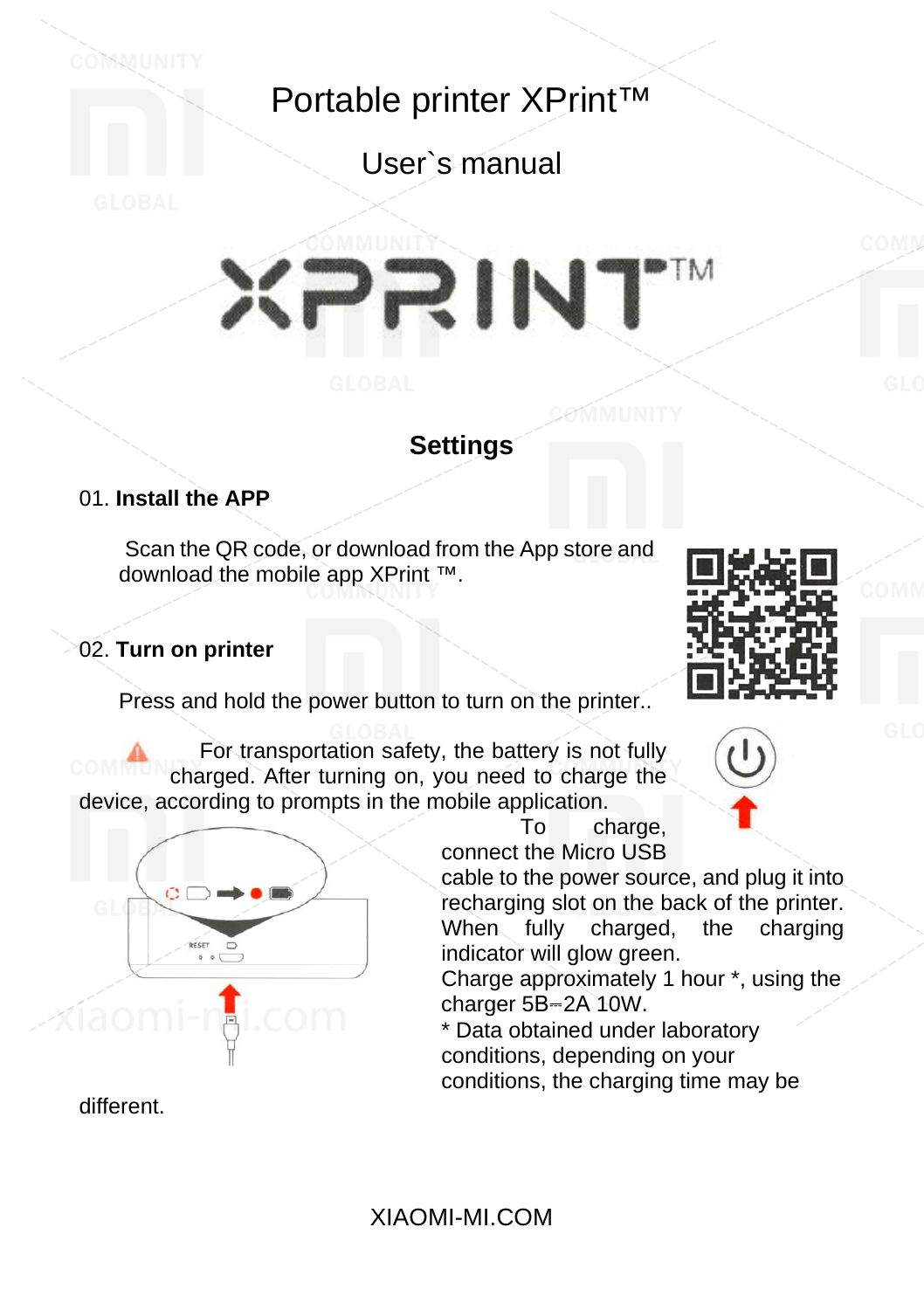# Portable printer XPrint™

## User`s manual

XPRINT™

## Settings

01. **Install the APP**

Scan the QR code, or download from the App store and download the mobile app XPrint ™.

02. **Turn on printer**

Press and hold the power button to turn on the printer..

⚠ For transportation safety, the battery is not fully charged. After turning on, you need to charge the device, according to prompts in the mobile application.

To charge, connect the Micro USB cable to the power source, and plug it into recharging slot on the back of the printer. When fully charged, the charging indicator will glow green.

Charge approximately 1 hour *, using the charger 5В⎓2A 10W.

* Data obtained under laboratory conditions, depending on your conditions, the charging time may be different.

RESET

XIAOMI-MI.COM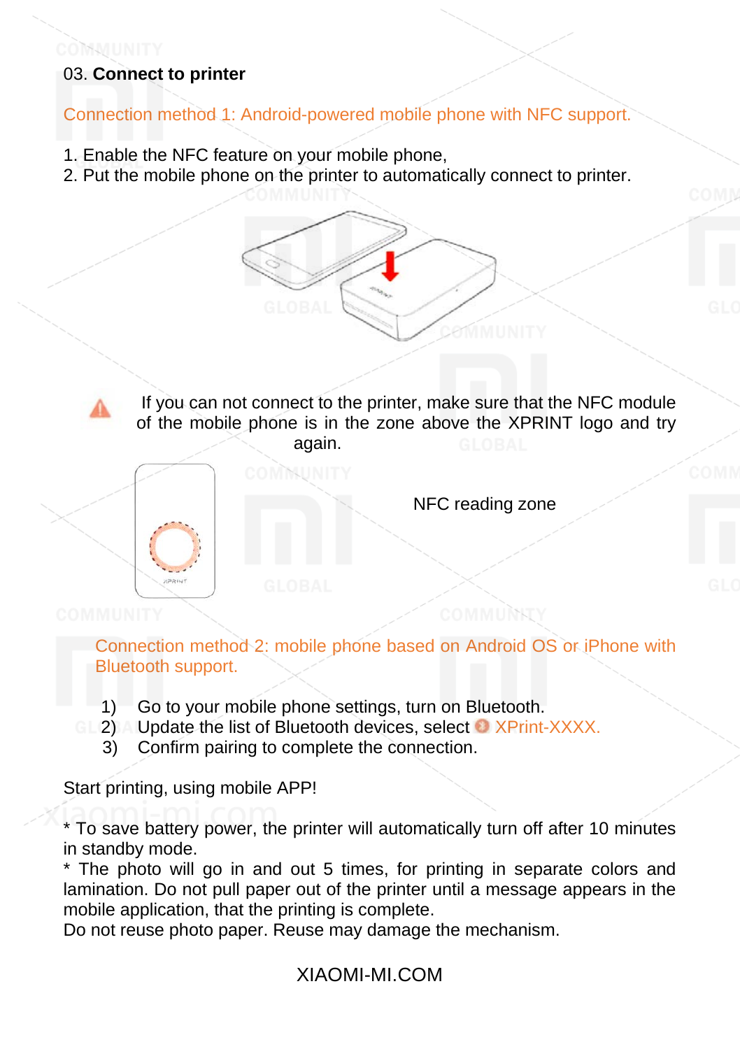## 03. **Connect to printer**

Connection method 1: Android-powered mobile phone with NFC support.

1. Enable the NFC feature on your mobile phone,
2. Put the mobile phone on the printer to automatically connect to printer.

If you can not connect to the printer, make sure that the NFC module of the mobile phone is in the zone above the XPRINT logo and try again.

NFC reading zone

Connection method 2: mobile phone based on Android OS or iPhone with Bluetooth support.

1) Go to your mobile phone settings, turn on Bluetooth.
2) Update the list of Bluetooth devices, select XPrint-XXXX.
3) Confirm pairing to complete the connection.

Start printing, using mobile APP!

* To save battery power, the printer will automatically turn off after 10 minutes in standby mode.
* The photo will go in and out 5 times, for printing in separate colors and lamination. Do not pull paper out of the printer until a message appears in the mobile application, that the printing is complete.
Do not reuse photo paper. Reuse may damage the mechanism.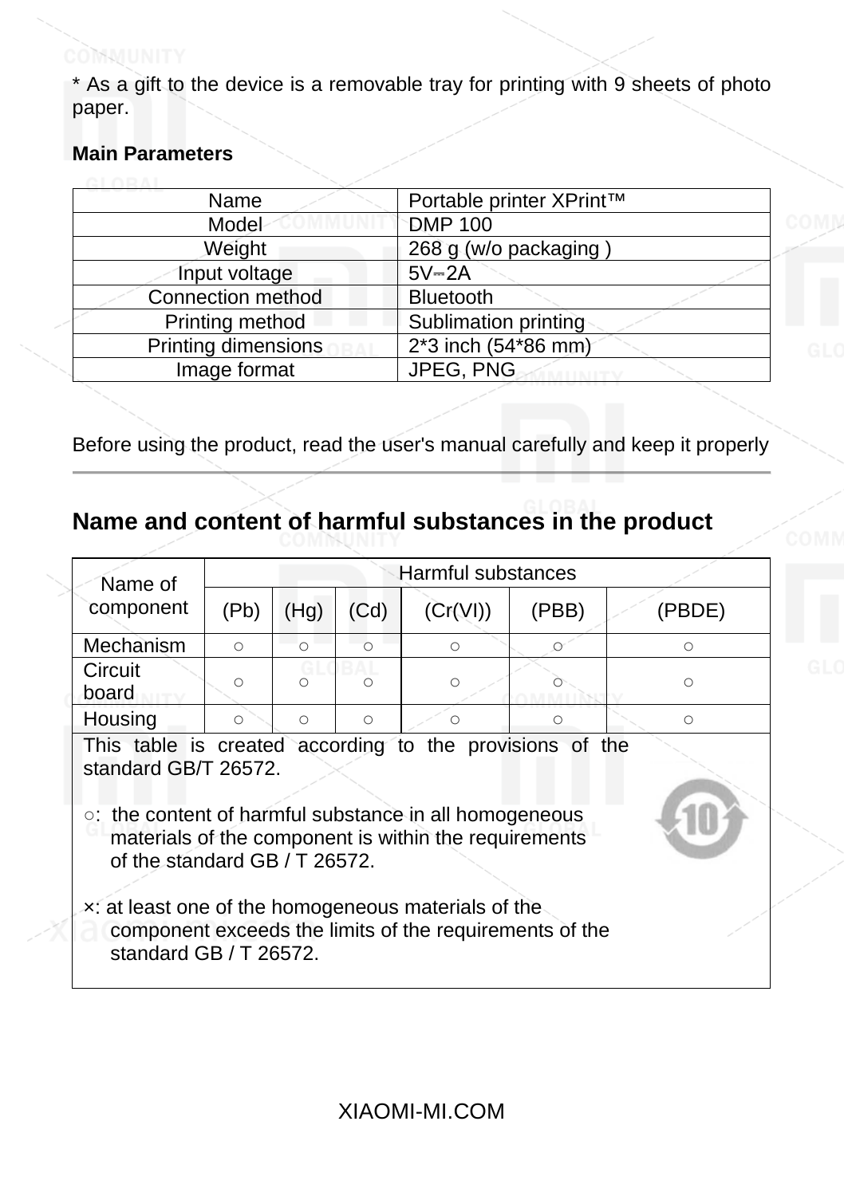* As a gift to the device is a removable tray for printing with 9 sheets of photo paper.

**Main Parameters**

| Name | Portable printer XPrint™ |
|---|---|
| Model | DMP 100 |
| Weight | 268 g (w/o packaging ) |
| Input voltage | 5V⎓2A |
| Connection method | Bluetooth |
| Printing method | Sublimation printing |
| Printing dimensions | 2*3 inch (54*86 mm) |
| Image format | JPEG, PNG |

Before using the product, read the user's manual carefully and keep it properly

## Name and content of harmful substances in the product

| Name of component | Harmful substances | | | | | |
|---|---|---|---|---|---|---|
| | (Pb) | (Hg) | (Cd) | (Cr(VI)) | (PBB) | (PBDE) |
| Mechanism | ○ | ○ | ○ | ○ | ○ | ○ |
| Circuit board | ○ | ○ | ○ | ○ | ○ | ○ |
| Housing | ○ | ○ | ○ | ○ | ○ | ○ |

This table is created according to the provisions of the standard GB/T 26572.

○: the content of harmful substance in all homogeneous materials of the component is within the requirements of the standard GB / T 26572.

×: at least one of the homogeneous materials of the component exceeds the limits of the requirements of the standard GB / T 26572.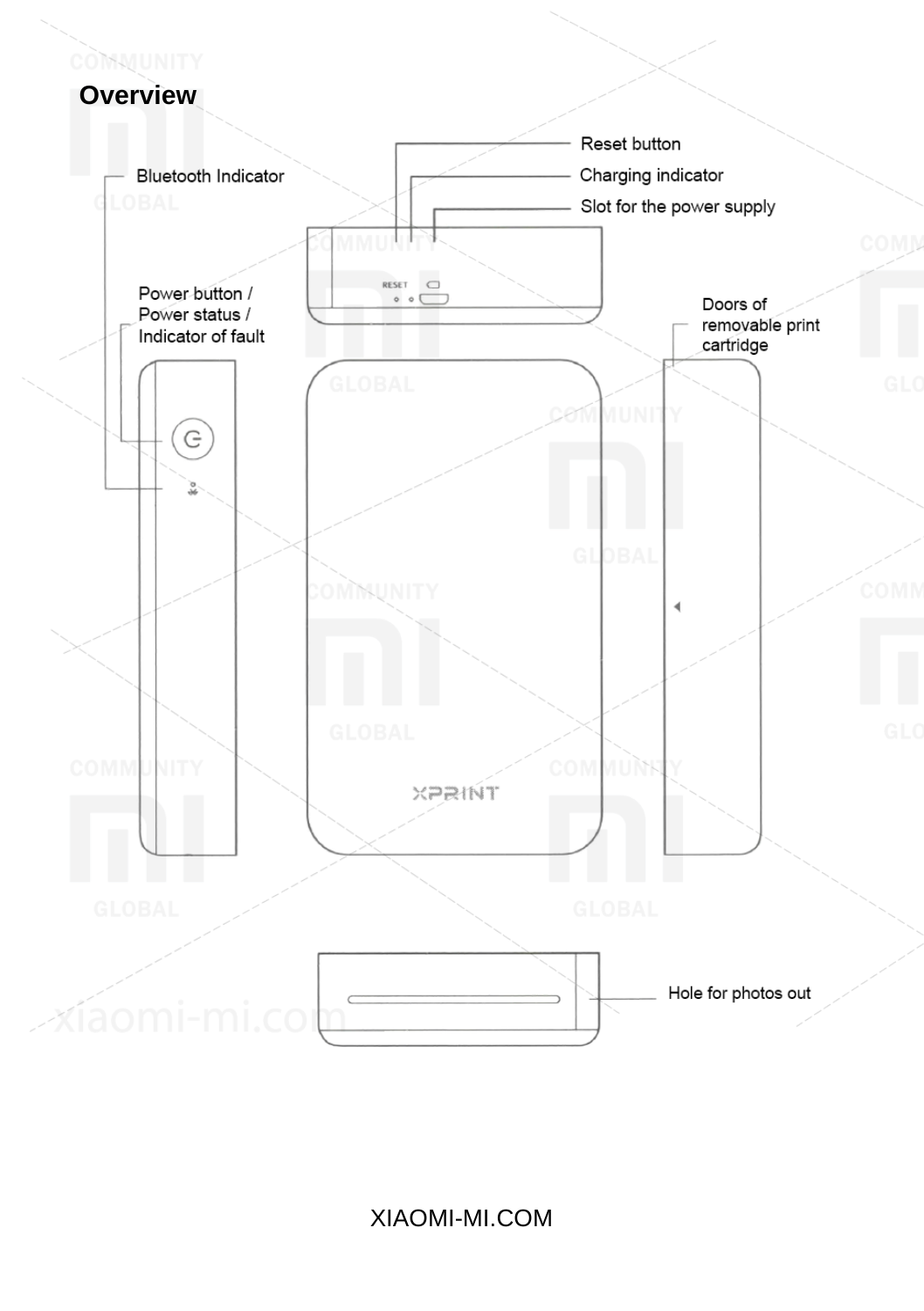# Overview

Bluetooth Indicator

Reset button

Charging indicator

Slot for the power supply

Power button / Power status / Indicator of fault

Doors of removable print cartridge

Hole for photos out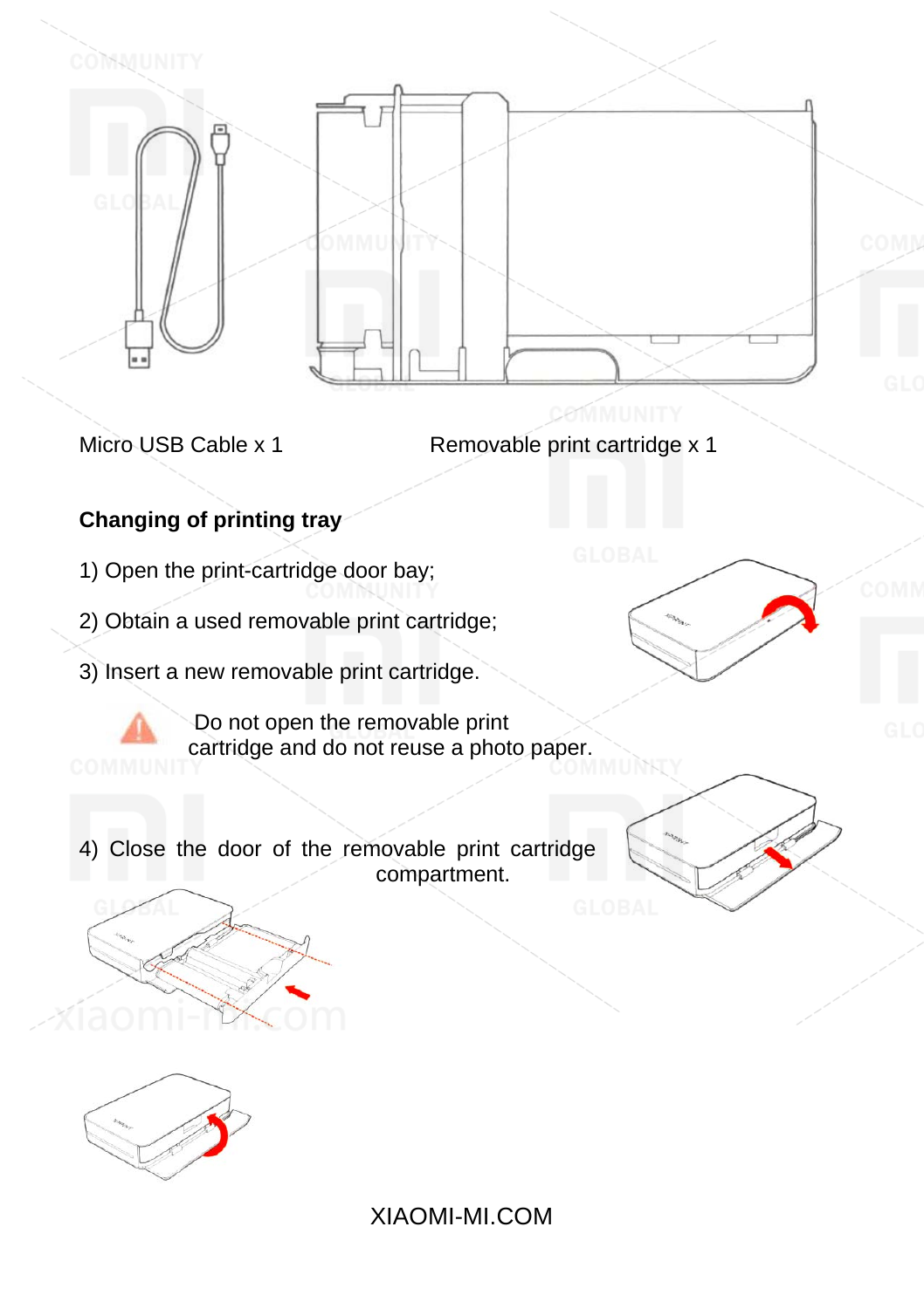Micro USB Cable x 1

Removable print cartridge x 1

**Changing of printing tray**

1) Open the print-cartridge door bay;

2) Obtain a used removable print cartridge;

3) Insert a new removable print cartridge.

Do not open the removable print cartridge and do not reuse a photo paper.

4) Close the door of the removable print cartridge compartment.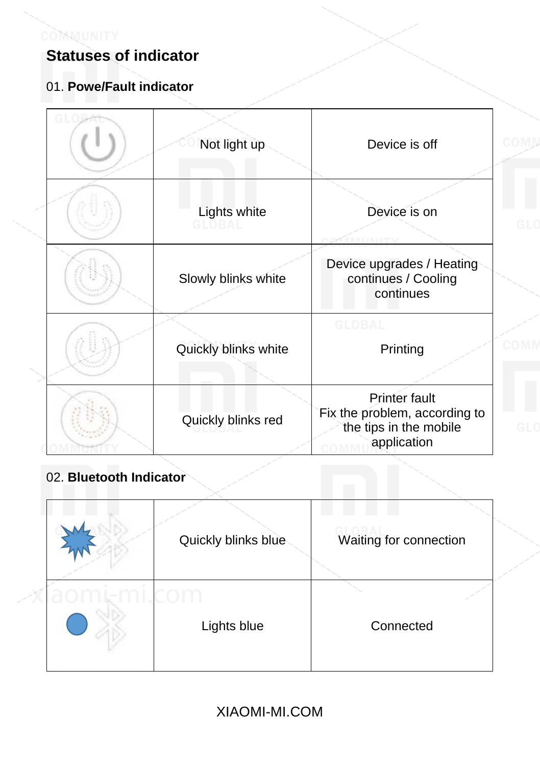## Statuses of indicator

01. **Powe/Fault indicator**

| | | |
|---|---|---|
| | Not light up | Device is off |
| | Lights white | Device is on |
| | Slowly blinks white | Device upgrades / Heating continues / Cooling continues |
| | Quickly blinks white | Printing |
| | Quickly blinks red | Printer fault<br>Fix the problem, according to the tips in the mobile application |

02. **Bluetooth Indicator**

| | | |
|---|---|---|
| | Quickly blinks blue | Waiting for connection |
| | Lights blue | Connected |

XIAOMI-MI.COM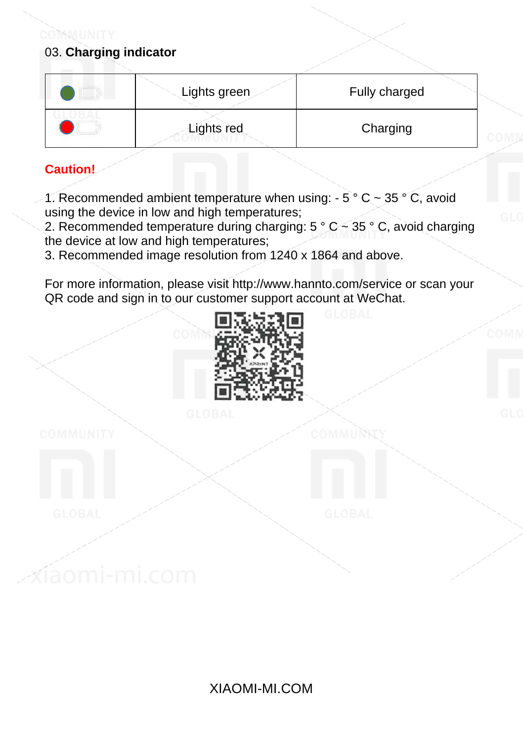03. **Charging indicator**

| | | |
|---|---|---|
| | Lights green | Fully charged |
| | Lights red | Charging |

**Caution!**

1. Recommended ambient temperature when using: - 5 ° C ~ 35 ° C, avoid using the device in low and high temperatures;
2. Recommended temperature during charging: 5 ° C ~ 35 ° C, avoid charging the device at low and high temperatures;
3. Recommended image resolution from 1240 x 1864 and above.

For more information, please visit http://www.hannto.com/service or scan your QR code and sign in to our customer support account at WeChat.